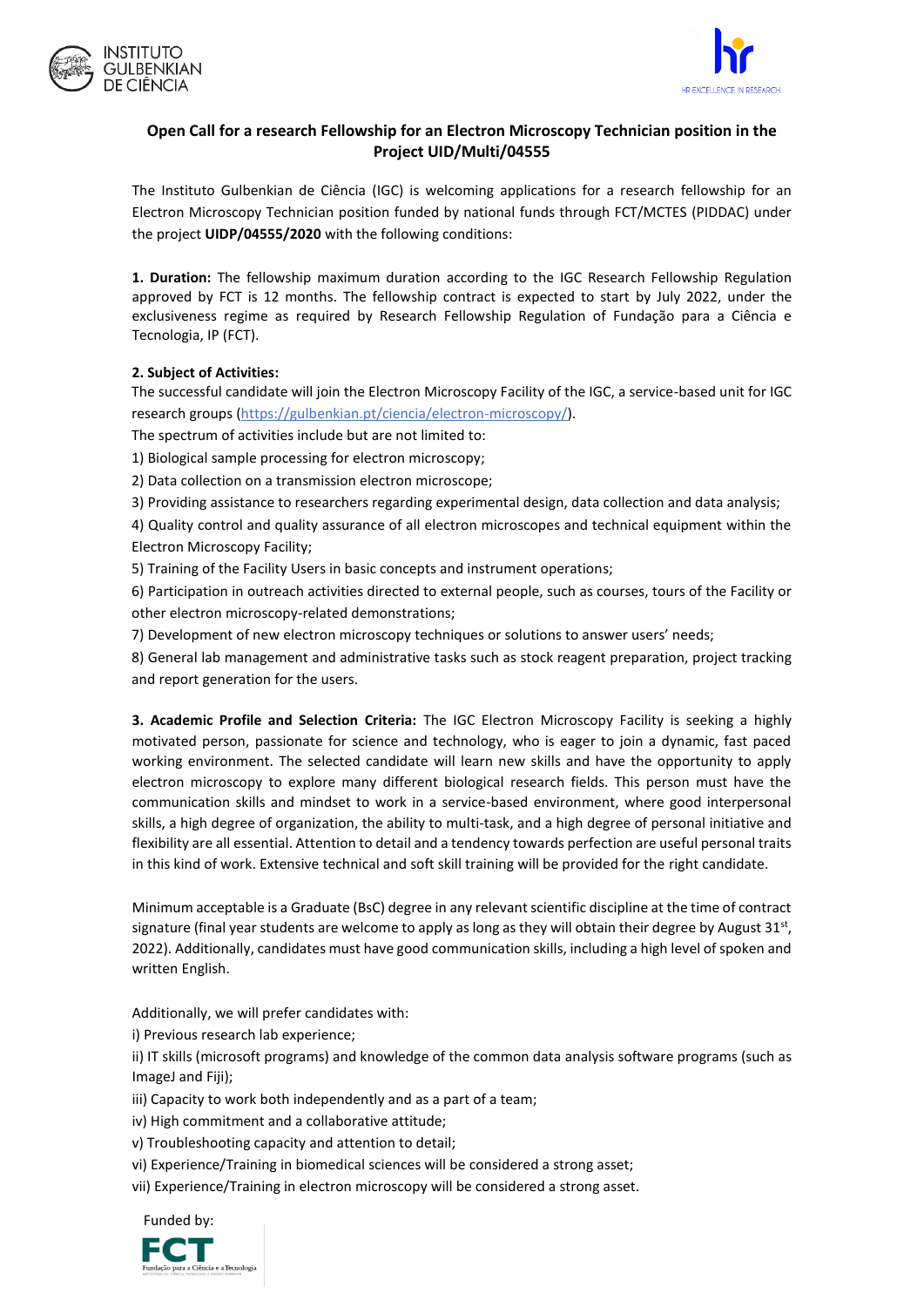## Open Call for a research Fellowship for an Electron Microscopy Technician position in the Project UID/Multi/04555

The Instituto Gulbenkian de Ciência (IGC) is welcoming applications for a research fellowship for an Electron Microscopy Technician position funded by national funds through FCT/MCTES (PIDDAC) under the project **UIDP/04555/2020** with the following conditions:

**1. Duration:** The fellowship maximum duration according to the IGC Research Fellowship Regulation approved by FCT is 12 months. The fellowship contract is expected to start by July 2022, under the exclusiveness regime as required by Research Fellowship Regulation of Fundação para a Ciência e Tecnologia, IP (FCT).

**2. Subject of Activities:**
The successful candidate will join the Electron Microscopy Facility of the IGC, a service-based unit for IGC research groups (https://gulbenkian.pt/ciencia/electron-microscopy/).
The spectrum of activities include but are not limited to:

1) Biological sample processing for electron microscopy;
2) Data collection on a transmission electron microscope;
3) Providing assistance to researchers regarding experimental design, data collection and data analysis;
4) Quality control and quality assurance of all electron microscopes and technical equipment within the Electron Microscopy Facility;
5) Training of the Facility Users in basic concepts and instrument operations;
6) Participation in outreach activities directed to external people, such as courses, tours of the Facility or other electron microscopy-related demonstrations;
7) Development of new electron microscopy techniques or solutions to answer users' needs;
8) General lab management and administrative tasks such as stock reagent preparation, project tracking and report generation for the users.

**3. Academic Profile and Selection Criteria:** The IGC Electron Microscopy Facility is seeking a highly motivated person, passionate for science and technology, who is eager to join a dynamic, fast paced working environment. The selected candidate will learn new skills and have the opportunity to apply electron microscopy to explore many different biological research fields. This person must have the communication skills and mindset to work in a service-based environment, where good interpersonal skills, a high degree of organization, the ability to multi-task, and a high degree of personal initiative and flexibility are all essential. Attention to detail and a tendency towards perfection are useful personal traits in this kind of work. Extensive technical and soft skill training will be provided for the right candidate.

Minimum acceptable is a Graduate (BsC) degree in any relevant scientific discipline at the time of contract signature (final year students are welcome to apply as long as they will obtain their degree by August 31st, 2022). Additionally, candidates must have good communication skills, including a high level of spoken and written English.

Additionally, we will prefer candidates with:

i) Previous research lab experience;
ii) IT skills (microsoft programs) and knowledge of the common data analysis software programs (such as ImageJ and Fiji);
iii) Capacity to work both independently and as a part of a team;
iv) High commitment and a collaborative attitude;
v) Troubleshooting capacity and attention to detail;
vi) Experience/Training in biomedical sciences will be considered a strong asset;
vii) Experience/Training in electron microscopy will be considered a strong asset.

Funded by: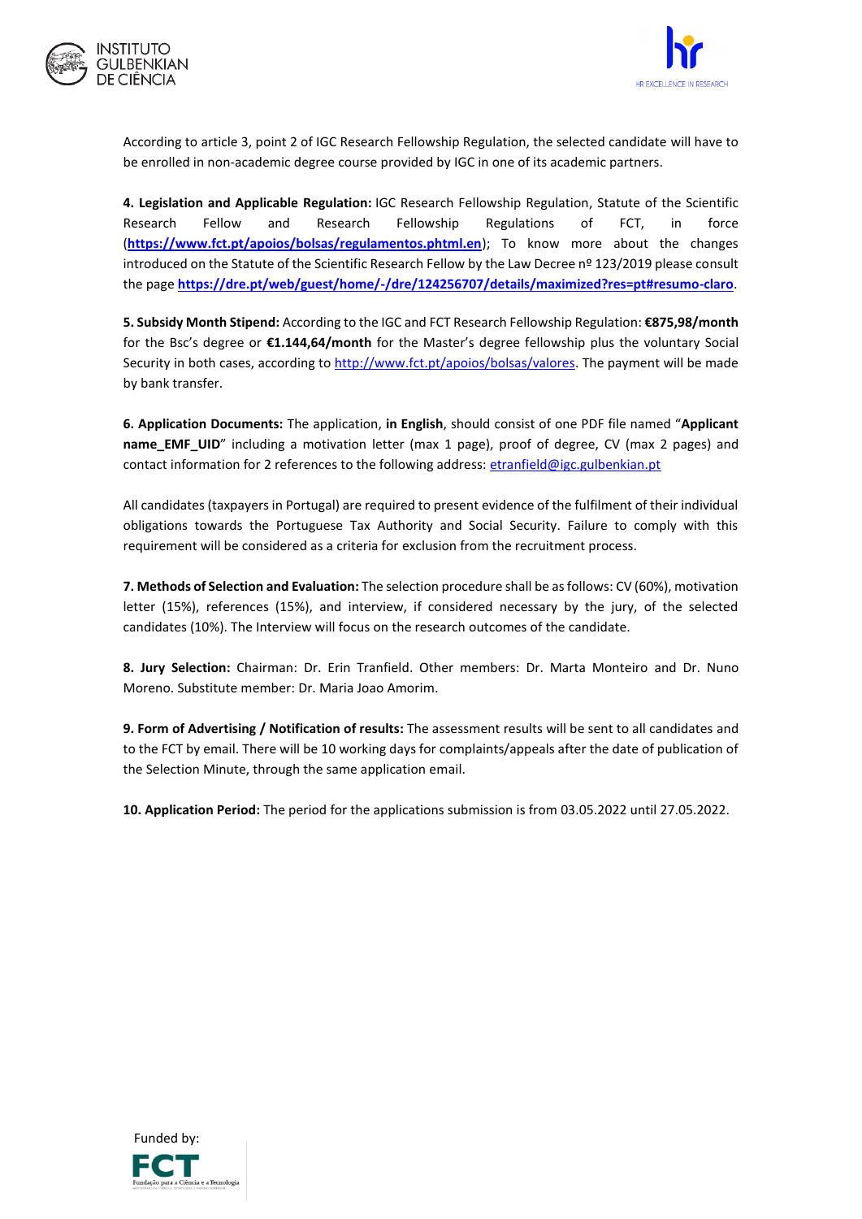According to article 3, point 2 of IGC Research Fellowship Regulation, the selected candidate will have to be enrolled in non-academic degree course provided by IGC in one of its academic partners.

**4. Legislation and Applicable Regulation:** IGC Research Fellowship Regulation, Statute of the Scientific Research Fellow and Research Fellowship Regulations of FCT, in force (**https://www.fct.pt/apoios/bolsas/regulamentos.phtml.en**); To know more about the changes introduced on the Statute of the Scientific Research Fellow by the Law Decree nº 123/2019 please consult the page **https://dre.pt/web/guest/home/-/dre/124256707/details/maximized?res=pt#resumo-claro**.

**5. Subsidy Month Stipend:** According to the IGC and FCT Research Fellowship Regulation: **€875,98/month** for the Bsc's degree or **€1.144,64/month** for the Master's degree fellowship plus the voluntary Social Security in both cases, according to http://www.fct.pt/apoios/bolsas/valores. The payment will be made by bank transfer.

**6. Application Documents:** The application, **in English**, should consist of one PDF file named "**Applicant name_EMF_UID**" including a motivation letter (max 1 page), proof of degree, CV (max 2 pages) and contact information for 2 references to the following address: etranfield@igc.gulbenkian.pt

All candidates (taxpayers in Portugal) are required to present evidence of the fulfilment of their individual obligations towards the Portuguese Tax Authority and Social Security. Failure to comply with this requirement will be considered as a criteria for exclusion from the recruitment process.

**7. Methods of Selection and Evaluation:** The selection procedure shall be as follows: CV (60%), motivation letter (15%), references (15%), and interview, if considered necessary by the jury, of the selected candidates (10%). The Interview will focus on the research outcomes of the candidate.

**8. Jury Selection:** Chairman: Dr. Erin Tranfield. Other members: Dr. Marta Monteiro and Dr. Nuno Moreno. Substitute member: Dr. Maria Joao Amorim.

**9. Form of Advertising / Notification of results:** The assessment results will be sent to all candidates and to the FCT by email. There will be 10 working days for complaints/appeals after the date of publication of the Selection Minute, through the same application email.

**10. Application Period:** The period for the applications submission is from 03.05.2022 until 27.05.2022.

Funded by: